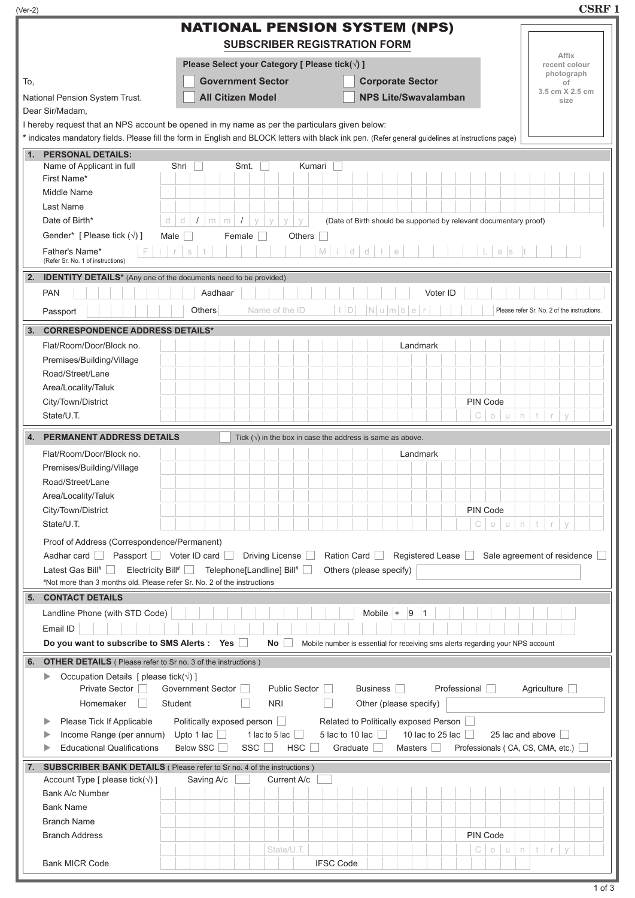(Ver-2) **CSRF 1**

# NATIONAL PENSION SYSTEM (NPS)

## SUBSCRIBER REGISTRATION FORM

Affix recent colour photograph of 3.5 cm X 2.5 cm size

**Please Select your Category [ Please tick(√) ]**

☐ **Government Sector** ☐ **Corporate Sector**

☐ **All Citizen Model** ☐ **NPS Lite/Swavalamban**

To,

National Pension System Trust.

Dear Sir/Madam,

I hereby request that an NPS account be opened in my name as per the particulars given below:

* indicates mandatory fields. Please fill the form in English and BLOCK letters with black ink pen. (Refer general guidelines at instructions page)

### 1. PERSONAL DETAILS:

Name of Applicant in full: Shri ☐ Smt. ☐ Kumari ☐

First Name*

Middle Name

Last Name

Date of Birth* d d / m m / y y y y (Date of Birth should be supported by relevant documentary proof)

Gender* [ Please tick (√) ] Male ☐ Female ☐ Others ☐

Father's Name* (Refer Sr. No. 1 of instructions) First / Middle / Last

### 2. IDENTITY DETAILS* (Any one of the documents need to be provided)

PAN | Aadhaar | Voter ID

Passport | Others: Name of the ID | ID Number

Please refer Sr. No. 2 of the instructions.

### 3. CORRESPONDENCE ADDRESS DETAILS*

Flat/Room/Door/Block no. | Landmark

Premises/Building/Village

Road/Street/Lane

Area/Locality/Taluk

City/Town/District | PIN Code

State/U.T. | Country

### 4. PERMANENT ADDRESS DETAILS

☐ Tick (√) in the box in case the address is same as above.

Flat/Room/Door/Block no. | Landmark

Premises/Building/Village

Road/Street/Lane

Area/Locality/Taluk

City/Town/District | PIN Code

State/U.T. | Country

Proof of Address (Correspondence/Permanent)

Aadhar card ☐ Passport ☐ Voter ID card ☐ Driving License ☐ Ration Card ☐ Registered Lease ☐ Sale agreement of residence ☐

Latest Gas Bill# ☐ Electricity Bill# ☐ Telephone[Landline] Bill# ☐ Others (please specify)

#Not more than 3 months old. Please refer Sr. No. 2 of the instructions

### 5. CONTACT DETAILS

Landline Phone (with STD Code) | Mobile + 9 1

Email ID

**Do you want to subscribe to SMS Alerts : Yes** ☐ **No** ☐ Mobile number is essential for receiving sms alerts regarding your NPS account

### 6. OTHER DETAILS ( Please refer to Sr no. 3 of the instructions )

- Occupation Details [ please tick(√) ]
  Private Sector ☐ Government Sector ☐ Public Sector ☐ Business ☐ Professional ☐ Agriculture ☐
  Homemaker ☐ Student ☐ NRI ☐ Other (please specify)
- Please Tick If Applicable: Politically exposed person ☐ Related to Politically exposed Person ☐
- Income Range (per annum): Upto 1 lac ☐ 1 lac to 5 lac ☐ 5 lac to 10 lac ☐ 10 lac to 25 lac ☐ 25 lac and above ☐
- Educational Qualifications: Below SSC ☐ SSC ☐ HSC ☐ Graduate ☐ Masters ☐ Professionals ( CA, CS, CMA, etc.) ☐

### 7. SUBSCRIBER BANK DETAILS ( Please refer to Sr no. 4 of the instructions )

Account Type [ please tick(√) ] Saving A/c ☐ Current A/c ☐

Bank A/c Number

Bank Name

Branch Name

Branch Address | PIN Code

State/U.T. | Country

Bank MICR Code | IFSC Code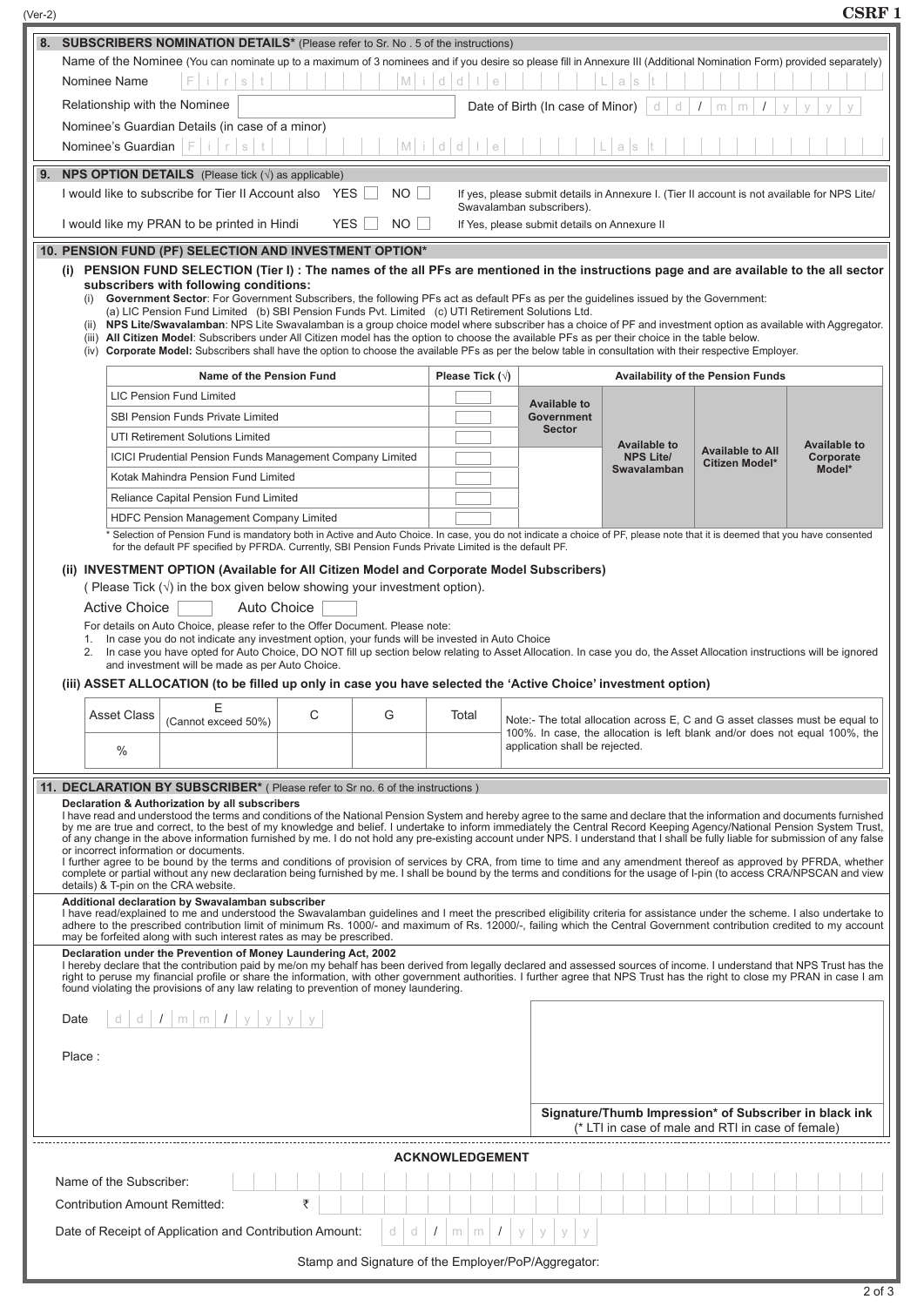## 8. SUBSCRIBERS NOMINATION DETAILS* (Please refer to Sr. No . 5 of the instructions)

Name of the Nominee (You can nominate up to a maximum of 3 nominees and if you desire so please fill in Annexure III (Additional Nomination Form) provided separately)

Nominee Name | First | Middle | Last

Relationship with the Nominee ______ Date of Birth (In case of Minor) dd / mm / yyyy

Nominee's Guardian Details (in case of a minor)

Nominee's Guardian | First | Middle | Last

## 9. NPS OPTION DETAILS (Please tick (√) as applicable)

I would like to subscribe for Tier II Account also YES ☐ NO ☐ If yes, please submit details in Annexure I. (Tier II account is not available for NPS Lite/ Swavalamban subscribers).

I would like my PRAN to be printed in Hindi YES ☐ NO ☐ If Yes, please submit details on Annexure II

## 10. PENSION FUND (PF) SELECTION AND INVESTMENT OPTION*

**(i) PENSION FUND SELECTION (Tier I) : The names of the all PFs are mentioned in the instructions page and are available to the all sector subscribers with following conditions:**

(i) **Government Sector**: For Government Subscribers, the following PFs act as default PFs as per the guidelines issued by the Government: (a) LIC Pension Fund Limited (b) SBI Pension Funds Pvt. Limited (c) UTI Retirement Solutions Ltd.

(ii) **NPS Lite/Swavalamban**: NPS Lite Swavalamban is a group choice model where subscriber has a choice of PF and investment option as available with Aggregator.

(iii) **All Citizen Model**: Subscribers under All Citizen model has the option to choose the available PFs as per their choice in the table below.

(iv) **Corporate Model:** Subscribers shall have the option to choose the available PFs as per the below table in consultation with their respective Employer.

| Name of the Pension Fund | Please Tick (√) | Availability of the Pension Funds | | | |
|---|---|---|---|---|---|
| LIC Pension Fund Limited | ☐ | Available to Government Sector | Available to NPS Lite/ Swavalamban | Available to All Citizen Model* | Available to Corporate Model* |
| SBI Pension Funds Private Limited | ☐ | | | | |
| UTI Retirement Solutions Limited | ☐ | | | | |
| ICICI Prudential Pension Funds Management Company Limited | ☐ | | | | |
| Kotak Mahindra Pension Fund Limited | ☐ | | | | |
| Reliance Capital Pension Fund Limited | ☐ | | | | |
| HDFC Pension Management Company Limited | ☐ | | | | |

\* Selection of Pension Fund is mandatory both in Active and Auto Choice. In case, you do not indicate a choice of PF, please note that it is deemed that you have consented for the default PF specified by PFRDA. Currently, SBI Pension Funds Private Limited is the default PF.

**(ii) INVESTMENT OPTION (Available for All Citizen Model and Corporate Model Subscribers)**

( Please Tick (√) in the box given below showing your investment option).

Active Choice ☐ Auto Choice ☐

For details on Auto Choice, please refer to the Offer Document. Please note:

1. In case you do not indicate any investment option, your funds will be invested in Auto Choice
2. In case you have opted for Auto Choice, DO NOT fill up section below relating to Asset Allocation. In case you do, the Asset Allocation instructions will be ignored and investment will be made as per Auto Choice.

**(iii) ASSET ALLOCATION (to be filled up only in case you have selected the 'Active Choice' investment option)**

| Asset Class | E (Cannot exceed 50%) | C | G | Total |
|---|---|---|---|---|
| % | | | | |

Note:- The total allocation across E, C and G asset classes must be equal to 100%. In case, the allocation is left blank and/or does not equal 100%, the application shall be rejected.

## 11. DECLARATION BY SUBSCRIBER* ( Please refer to Sr no. 6 of the instructions )

**Declaration & Authorization by all subscribers**

I have read and understood the terms and conditions of the National Pension System and hereby agree to the same and declare that the information and documents furnished by me are true and correct, to the best of my knowledge and belief. I undertake to inform immediately the Central Record Keeping Agency/National Pension System Trust, of any change in the above information furnished by me. I do not hold any pre-existing account under NPS. I understand that I shall be fully liable for submission of any false or incorrect information or documents.

I further agree to be bound by the terms and conditions of provision of services by CRA, from time to time and any amendment thereof as approved by PFRDA, whether complete or partial without any new declaration being furnished by me. I shall be bound by the terms and conditions for the usage of I-pin (to access CRA/NPSCAN and view details) & T-pin on the CRA website.

**Additional declaration by Swavalamban subscriber**

I have read/explained to me and understood the Swavalamban guidelines and I meet the prescribed eligibility criteria for assistance under the scheme. I also undertake to adhere to the prescribed contribution limit of minimum Rs. 1000/- and maximum of Rs. 12000/-, failing which the Central Government contribution credited to my account may be forfeited along with such interest rates as may be prescribed.

**Declaration under the Prevention of Money Laundering Act, 2002**

I hereby declare that the contribution paid by me/on my behalf has been derived from legally declared and assessed sources of income. I understand that NPS Trust has the right to peruse my financial profile or share the information, with other government authorities. I further agree that NPS Trust has the right to close my PRAN in case I am found violating the provisions of any law relating to prevention of money laundering.

Date dd / mm / yyyy

Place :

**Signature/Thumb Impression* of Subscriber in black ink**
(* LTI in case of male and RTI in case of female)

### ACKNOWLEDGEMENT

Name of the Subscriber:

Contribution Amount Remitted: ₹

Date of Receipt of Application and Contribution Amount: dd / mm / yyyy

Stamp and Signature of the Employer/PoP/Aggregator: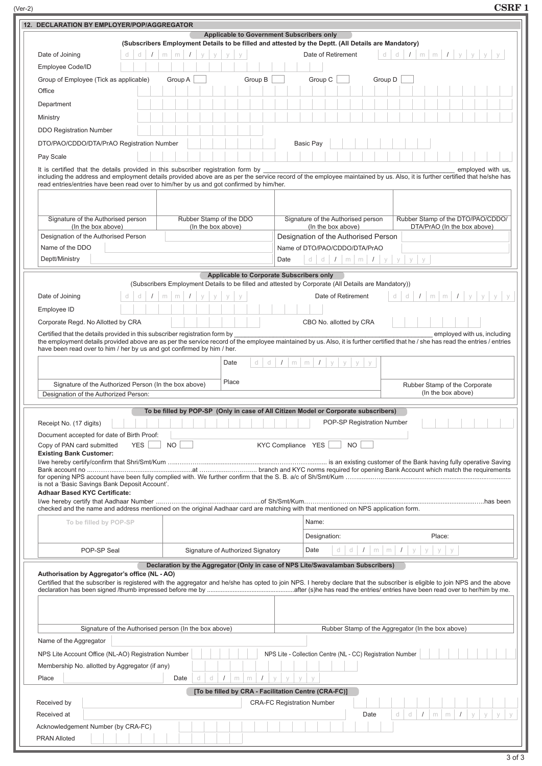(Ver-2) **CSRF 1**

## 12. DECLARATION BY EMPLOYER/POP/AGGREGATOR

### Applicable to Government Subscribers only

(Subscribers Employment Details to be filled and attested by the Deptt. (All Details are Mandatory)

Date of Joining d d / m m / y y y y        Date of Retirement d d / m m / y y y y

Employee Code/ID

Group of Employee (Tick as applicable)   Group A ☐   Group B ☐   Group C ☐   Group D ☐

Office

Department

Ministry

DDO Registration Number

DTO/PAO/CDDO/DTA/PrAO Registration Number        Basic Pay

Pay Scale

It is certified that the details provided in this subscriber registration form by ______________________________ employed with us, including the address and employment details provided above are as per the service record of the employee maintained by us. Also, it is further certified that he/she has read entries/entries have been read over to him/her by us and got confirmed by him/her.

| | | | |
|---|---|---|---|
| Signature of the Authorised person (In the box above) | Rubber Stamp of the DDO (In the box above) | Signature of the Authorised person (In the box above) | Rubber Stamp of the DTO/PAO/CDDO/ DTA/PrAO (In the box above) |
| Designation of the Authorised Person | | Designation of the Authorised Person | |
| Name of the DDO | | Name of DTO/PAO/CDDO/DTA/PrAO | |
| Deptt/Ministry | | Date d d / m m / y y y y | |

### Applicable to Corporate Subscribers only

(Subscribers Employment Details to be filled and attested by Corporate (All Details are Mandatory))

Date of Joining d d / m m / y y y y        Date of Retirement d d / m m / y y y y

Employee ID

Corporate Regd. No Allotted by CRA        CBO No. allotted by CRA

Certified that the details provided in this subscriber registration form by ______________________________ employed with us, including the employment details provided above are as per the service record of the employee maintained by us. Also, it is further certified that he / she has read the entries / entries have been read over to him / her by us and got confirmed by him / her.

| | | |
|---|---|---|
| | Date d d / m m / y y y y | |
| Signature of the Authorized Person (In the box above) | Place | Rubber Stamp of the Corporate (In the box above) |
| Designation of the Authorized Person: | | |

### To be filled by POP-SP (Only in case of All Citizen Model or Corporate subscribers)

Receipt No. (17 digits)        POP-SP Registration Number

Document accepted for date of Birth Proof:

Copy of PAN card submitted   YES ☐  NO ☐        KYC Compliance  YES ☐  NO ☐

**Existing Bank Customer:**

I/we hereby certify/confirm that Shri/Smt/Kum ......................................................................... is an existing customer of the Bank having fully operative Saving Bank account no ...................................................at ........................ branch and KYC norms required for opening Bank Account which match the requirements for opening NPS account have been fully complied with. We further confirm that the S. B. a/c of Sh/Smt/Kum ................................................................................ is not a 'Basic Savings Bank Deposit Account'.

**Adhaar Based KYC Certificate:**

I/we hereby certify that Aadhaar Number ...................................................of Sh/Smt/Kum.....................................................................................has been checked and the name and address mentioned on the original Aadhaar card are matching with that mentioned on NPS application form.

| | | |
|---|---|---|
| To be filled by POP-SP | | Name: |
| | | Designation:   Place: |
| POP-SP Seal | Signature of Authorized Signatory | Date d d / m m / y y y y |

### Declaration by the Aggregator (Only in case of NPS Lite/Swavalamban Subscribers)

**Authorisation by Aggregator's office (NL - AO)**

Certified that the subscriber is registered with the aggregator and he/she has opted to join NPS. I hereby declare that the subscriber is eligible to join NPS and the above declaration has been signed /thumb impressed before me by ..................................................after (s)he has read the entries/ entries have been read over to her/him by me.

| | |
|---|---|
| Signature of the Authorised person (In the box above) | Rubber Stamp of the Aggregator (In the box above) |

Name of the Aggregator

NPS Lite Account Office (NL-AO) Registration Number        NPS Lite - Collection Centre (NL - CC) Registration Number

Membership No. allotted by Aggregator (if any)

Place        Date d d / m m / y y y y

### [To be filled by CRA - Facilitation Centre (CRA-FC)]

Received by        CRA-FC Registration Number

Received at        Date d d / m m / y y y y

Acknowledgement Number (by CRA-FC)

PRAN Alloted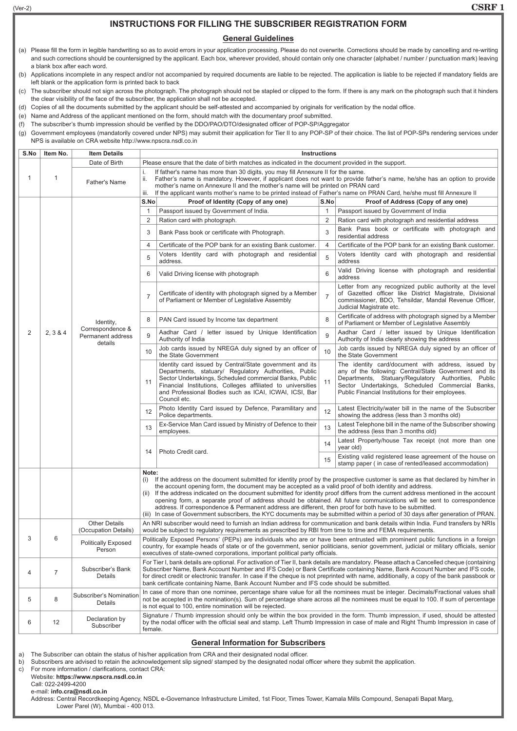(Ver-2) **CSRF 1**

# INSTRUCTIONS FOR FILLING THE SUBSCRIBER REGISTRATION FORM

## General Guidelines

(a) Please fill the form in legible handwriting so as to avoid errors in your application processing. Please do not overwrite. Corrections should be made by cancelling and re-writing and such corrections should be countersigned by the applicant. Each box, wherever provided, should contain only one character (alphabet / number / punctuation mark) leaving a blank box after each word.

(b) Applications incomplete in any respect and/or not accompanied by required documents are liable to be rejected. The application is liable to be rejected if mandatory fields are left blank or the application form is printed back to back

(c) The subscriber should not sign across the photograph. The photograph should not be stapled or clipped to the form. If there is any mark on the photograph such that it hinders the clear visibility of the face of the subscriber, the application shall not be accepted.

(d) Copies of all the documents submitted by the applicant should be self-attested and accompanied by originals for verification by the nodal office.

(e) Name and Address of the applicant mentioned on the form, should match with the documentary proof submitted.

(f) The subscriber's thumb impression should be verified by the DDO/PAO/DTO/designated officer of POP-SP/Aggregator

(g) Government employees (mandatorily covered under NPS) may submit their application for Tier II to any POP-SP of their choice. The list of POP-SPs rendering services under NPS is available on CRA website http://www.npscra.nsdl.co.in

| S.No | Item No. | Item Details | Instructions | | | |
|---|---|---|---|---|---|---|
| 1 | 1 | Date of Birth | Please ensure that the date of birth matches as indicated in the document provided in the support. | | | |
| | | Father's Name | i. If father's name has more than 30 digits, you may fill Annexure II for the same.<br>ii. Father's name is mandatory. However, if applicant does not want to provide father's name, he/she has an option to provide mother's name on Annexure II and the mother's name will be printed on PRAN card<br>iii. If the applicant wants mother's name to be printed instead of Father's name on PRAN Card, he/she must fill Annexure II | | | |
| 2 | 2, 3 & 4 | Identity, Correspondence & Permanent address details | **S.No** | **Proof of Identity (Copy of any one)** | **S.No** | **Proof of Address (Copy of any one)** |
| | | | 1 | Passport issued by Government of India. | 1 | Passport issued by Government of India |
| | | | 2 | Ration card with photograph. | 2 | Ration card with photograph and residential address |
| | | | 3 | Bank Pass book or certificate with Photograph. | 3 | Bank Pass book or certificate with photograph and residential address |
| | | | 4 | Certificate of the POP bank for an existing Bank customer. | 4 | Certificate of the POP bank for an existing Bank customer. |
| | | | 5 | Voters Identity card with photograph and residential address. | 5 | Voters Identity card with photograph and residential address |
| | | | 6 | Valid Driving license with photograph | 6 | Valid Driving license with photograph and residential address |
| | | | 7 | Certificate of identity with photograph signed by a Member of Parliament or Member of Legislative Assembly | 7 | Letter from any recognized public authority at the level of Gazetted officer like District Magistrate, Divisional commissioner, BDO, Tehsildar, Mandal Revenue Officer, Judicial Magistrate etc. |
| | | | 8 | PAN Card issued by Income tax department | 8 | Certificate of address with photograph signed by a Member of Parliament or Member of Legislative Assembly |
| | | | 9 | Aadhar Card / letter issued by Unique Identification Authority of India | 9 | Aadhar Card / letter issued by Unique Identification Authority of India clearly showing the address |
| | | | 10 | Job cards issued by NREGA duly signed by an officer of the State Government | 10 | Job cards issued by NREGA duly signed by an officer of the State Government |
| | | | 11 | Identity card issued by Central/State government and its Departments, statuary/ Regulatory Authorities, Public Sector Undertakings, Scheduled commercial Banks, Public Financial Institutions, Colleges affiliated to universities and Professional Bodies such as ICAI, ICWAI, ICSI, Bar Council etc. | 11 | The identity card/document with address, issued by any of the following: Central/State Government and its Departments, Statuary/Regulatory Authorities, Public Sector Undertakings, Scheduled Commercial Banks, Public Financial Institutions for their employees. |
| | | | 12 | Photo Identity Card issued by Defence, Paramilitary and Police departments. | 12 | Latest Electricity/water bill in the name of the Subscriber showing the address (less than 3 months old) |
| | | | 13 | Ex-Service Man Card issued by Ministry of Defence to their employees. | 13 | Latest Telephone bill in the name of the Subscriber showing the address (less than 3 months old) |
| | | | 14 | Photo Credit card. | 14 | Latest Property/house Tax receipt (not more than one year old) |
| | | | | | 15 | Existing valid registered lease agreement of the house on stamp paper ( in case of rented/leased accommodation) |
| | | | **Note:**<br>(i) If the address on the document submitted for identity proof by the prospective customer is same as that declared by him/her in the account opening form, the document may be accepted as a valid proof of both identity and address.<br>(ii) If the address indicated on the document submitted for identity proof differs from the current address mentioned in the account opening form, a separate proof of address should be obtained. All future communications will be sent to correspondence address. If correspondence & Permanent address are different, then proof for both have to be submitted.<br>(iii) In case of Government subscribers, the KYC documents may be submitted within a period of 30 days after generation of PRAN. | | | |
| 3 | 6 | Other Details (Occupation Details) | An NRI subscriber would need to furnish an Indian address for communication and bank details within India. Fund transfers by NRIs would be subject to regulatory requirements as prescribed by RBI from time to time and FEMA requirements. | | | |
| | | Politically Exposed Person | Politically Exposed Persons' (PEPs) are individuals who are or have been entrusted with prominent public functions in a foreign country, for example heads of state or of the government, senior politicians, senior government, judicial or military officials, senior executives of state-owned corporations, important political party officials. | | | |
| 4 | 7 | Subscriber's Bank Details | For Tier I, bank details are optional. For activation of Tier II, bank details are mandatory. Please attach a Cancelled cheque (containing Subscriber Name, Bank Account Number and IFS Code) or Bank Certificate containing Name, Bank Account Number and IFS code, for direct credit or electronic transfer. In case if the cheque is not preprinted with name, additionally, a copy of the bank passbook or bank certificate containing Name, Bank Account Number and IFS code should be submitted. | | | |
| 5 | 8 | Subscriber's Nomination Details | In case of more than one nominee, percentage share value for all the nominees must be integer. Decimals/Fractional values shall not be accepted in the nomination(s). Sum of percentage share across all the nominees must be equal to 100. If sum of percentage is not equal to 100, entire nomination will be rejected. | | | |
| 6 | 12 | Declaration by Subscriber | Signature / Thumb impression should only be within the box provided in the form. Thumb impression, if used, should be attested by the nodal officer with the official seal and stamp. Left Thumb Impression in case of male and Right Thumb Impression in case of female. | | | |

## General Information for Subscribers

a) The Subscriber can obtain the status of his/her application from CRA and their designated nodal officer.

b) Subscribers are advised to retain the acknowledgement slip signed/ stamped by the designated nodal officer where they submit the application.

c) For more information / clarifications, contact CRA:
Website: **https://www.npscra.nsdl.co.in**
Call: 022-2499-4200
e-mail: **info.cra@nsdl.co.in**
Address: Central Recordkeeping Agency, NSDL e-Governance Infrastructure Limited, 1st Floor, Times Tower, Kamala Mills Compound, Senapati Bapat Marg, Lower Parel (W), Mumbai - 400 013.